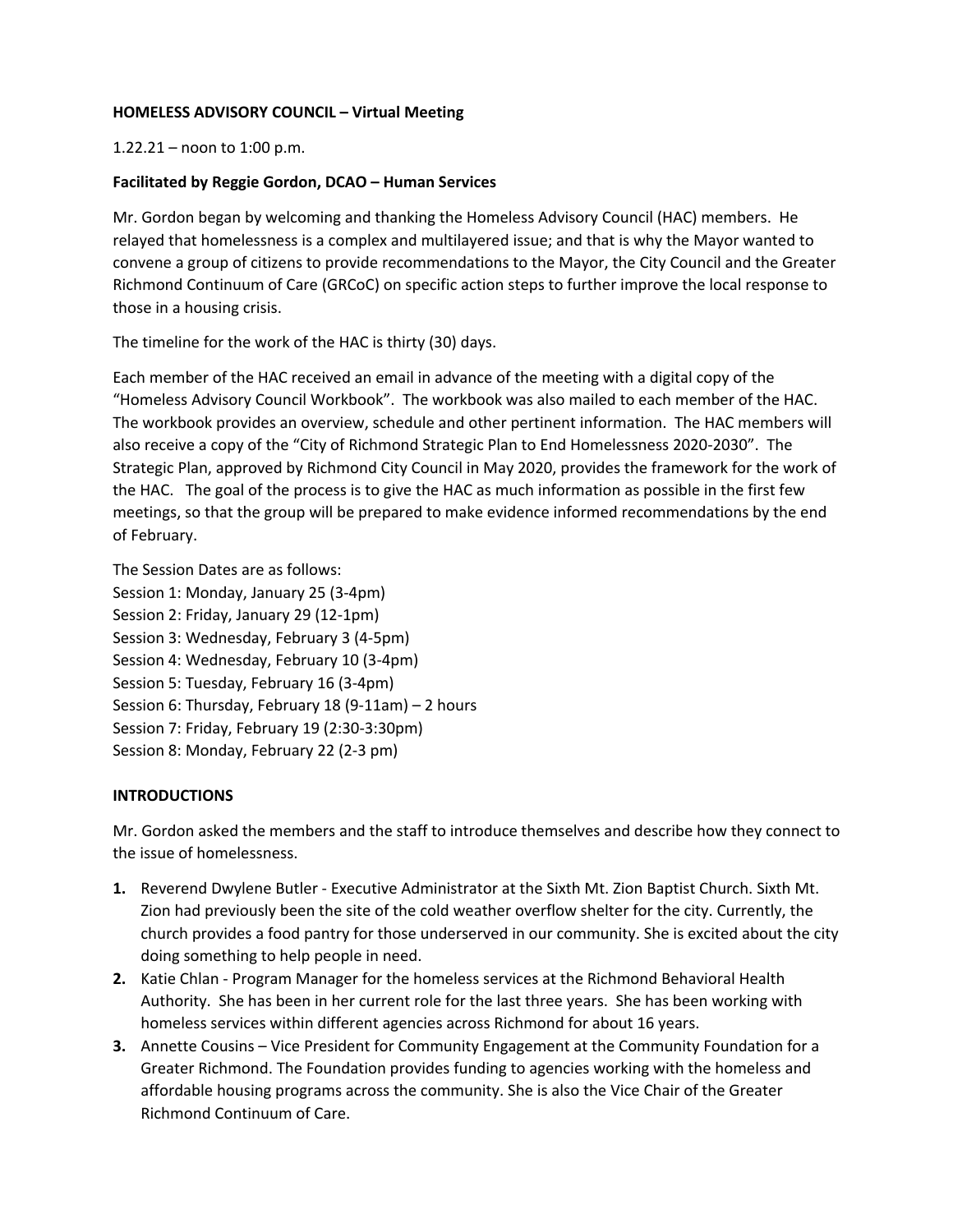**HOMELESS ADVISORY COUNCIL – Virtual Meeting**

1.22.21 – noon to 1:00 p.m.

**Facilitated by Reggie Gordon, DCAO – Human Services**

Mr. Gordon began by welcoming and thanking the Homeless Advisory Council (HAC) members. He relayed that homelessness is a complex and multilayered issue; and that is why the Mayor wanted to convene a group of citizens to provide recommendations to the Mayor, the City Council and the Greater Richmond Continuum of Care (GRCoC) on specific action steps to further improve the local response to those in a housing crisis.

The timeline for the work of the HAC is thirty (30) days.

Each member of the HAC received an email in advance of the meeting with a digital copy of the "Homeless Advisory Council Workbook". The workbook was also mailed to each member of the HAC. The workbook provides an overview, schedule and other pertinent information. The HAC members will also receive a copy of the "City of Richmond Strategic Plan to End Homelessness 2020-2030". The Strategic Plan, approved by Richmond City Council in May 2020, provides the framework for the work of the HAC. The goal of the process is to give the HAC as much information as possible in the first few meetings, so that the group will be prepared to make evidence informed recommendations by the end of February.

The Session Dates are as follows:
Session 1: Monday, January 25 (3-4pm)
Session 2: Friday, January 29 (12-1pm)
Session 3: Wednesday, February 3 (4-5pm)
Session 4: Wednesday, February 10 (3-4pm)
Session 5: Tuesday, February 16 (3-4pm)
Session 6: Thursday, February 18 (9-11am) – 2 hours
Session 7: Friday, February 19 (2:30-3:30pm)
Session 8: Monday, February 22 (2-3 pm)

**INTRODUCTIONS**

Mr. Gordon asked the members and the staff to introduce themselves and describe how they connect to the issue of homelessness.

1. Reverend Dwylene Butler - Executive Administrator at the Sixth Mt. Zion Baptist Church. Sixth Mt. Zion had previously been the site of the cold weather overflow shelter for the city. Currently, the church provides a food pantry for those underserved in our community. She is excited about the city doing something to help people in need.
2. Katie Chlan - Program Manager for the homeless services at the Richmond Behavioral Health Authority. She has been in her current role for the last three years. She has been working with homeless services within different agencies across Richmond for about 16 years.
3. Annette Cousins – Vice President for Community Engagement at the Community Foundation for a Greater Richmond. The Foundation provides funding to agencies working with the homeless and affordable housing programs across the community. She is also the Vice Chair of the Greater Richmond Continuum of Care.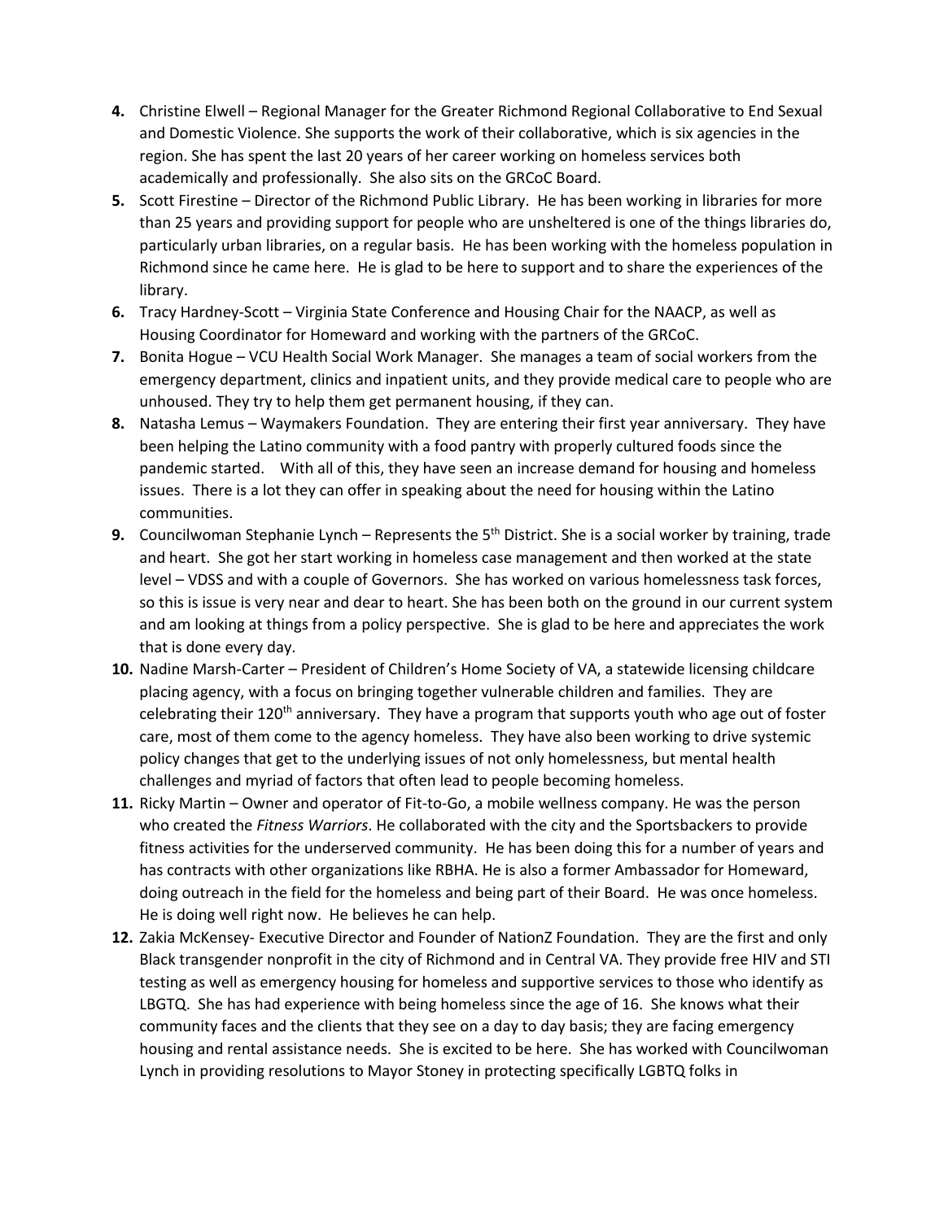4. Christine Elwell – Regional Manager for the Greater Richmond Regional Collaborative to End Sexual and Domestic Violence. She supports the work of their collaborative, which is six agencies in the region. She has spent the last 20 years of her career working on homeless services both academically and professionally. She also sits on the GRCoC Board.
5. Scott Firestine – Director of the Richmond Public Library. He has been working in libraries for more than 25 years and providing support for people who are unsheltered is one of the things libraries do, particularly urban libraries, on a regular basis. He has been working with the homeless population in Richmond since he came here. He is glad to be here to support and to share the experiences of the library.
6. Tracy Hardney-Scott – Virginia State Conference and Housing Chair for the NAACP, as well as Housing Coordinator for Homeward and working with the partners of the GRCoC.
7. Bonita Hogue – VCU Health Social Work Manager. She manages a team of social workers from the emergency department, clinics and inpatient units, and they provide medical care to people who are unhoused. They try to help them get permanent housing, if they can.
8. Natasha Lemus – Waymakers Foundation. They are entering their first year anniversary. They have been helping the Latino community with a food pantry with properly cultured foods since the pandemic started. With all of this, they have seen an increase demand for housing and homeless issues. There is a lot they can offer in speaking about the need for housing within the Latino communities.
9. Councilwoman Stephanie Lynch – Represents the 5th District. She is a social worker by training, trade and heart. She got her start working in homeless case management and then worked at the state level – VDSS and with a couple of Governors. She has worked on various homelessness task forces, so this is issue is very near and dear to heart. She has been both on the ground in our current system and am looking at things from a policy perspective. She is glad to be here and appreciates the work that is done every day.
10. Nadine Marsh-Carter – President of Children's Home Society of VA, a statewide licensing childcare placing agency, with a focus on bringing together vulnerable children and families. They are celebrating their 120th anniversary. They have a program that supports youth who age out of foster care, most of them come to the agency homeless. They have also been working to drive systemic policy changes that get to the underlying issues of not only homelessness, but mental health challenges and myriad of factors that often lead to people becoming homeless.
11. Ricky Martin – Owner and operator of Fit-to-Go, a mobile wellness company. He was the person who created the *Fitness Warriors*. He collaborated with the city and the Sportsbackers to provide fitness activities for the underserved community. He has been doing this for a number of years and has contracts with other organizations like RBHA. He is also a former Ambassador for Homeward, doing outreach in the field for the homeless and being part of their Board. He was once homeless. He is doing well right now. He believes he can help.
12. Zakia McKensey- Executive Director and Founder of NationZ Foundation. They are the first and only Black transgender nonprofit in the city of Richmond and in Central VA. They provide free HIV and STI testing as well as emergency housing for homeless and supportive services to those who identify as LBGTQ. She has had experience with being homeless since the age of 16. She knows what their community faces and the clients that they see on a day to day basis; they are facing emergency housing and rental assistance needs. She is excited to be here. She has worked with Councilwoman Lynch in providing resolutions to Mayor Stoney in protecting specifically LGBTQ folks in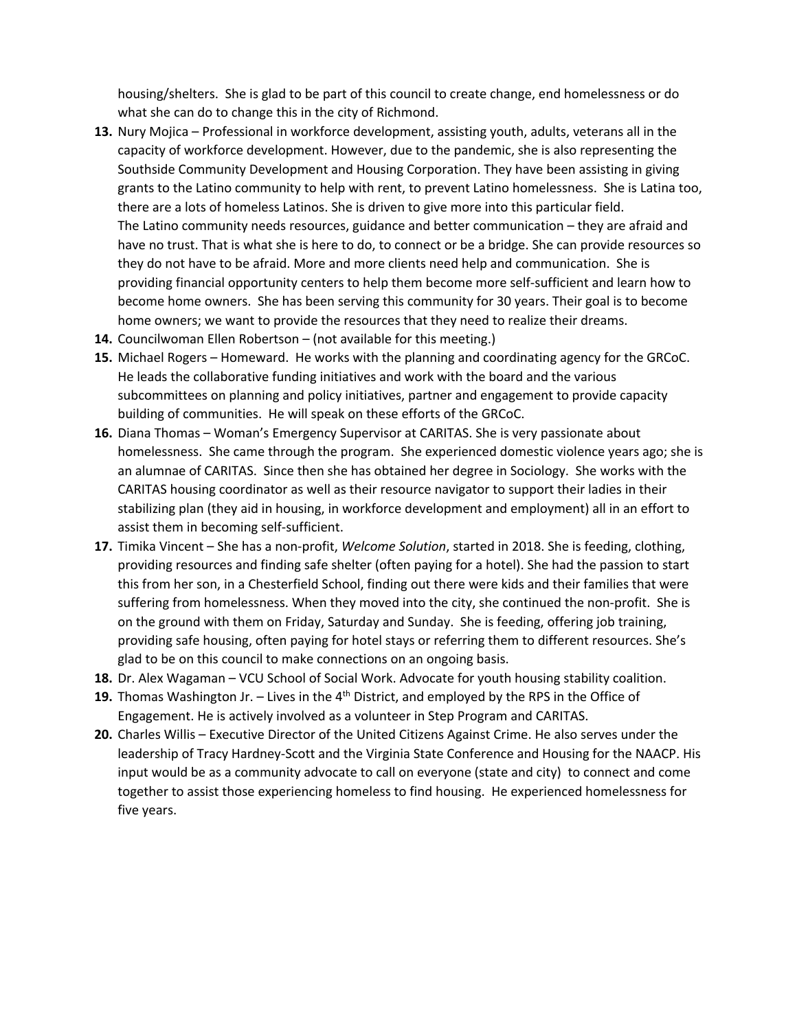housing/shelters. She is glad to be part of this council to create change, end homelessness or do what she can do to change this in the city of Richmond.

13. Nury Mojica – Professional in workforce development, assisting youth, adults, veterans all in the capacity of workforce development. However, due to the pandemic, she is also representing the Southside Community Development and Housing Corporation. They have been assisting in giving grants to the Latino community to help with rent, to prevent Latino homelessness. She is Latina too, there are a lots of homeless Latinos. She is driven to give more into this particular field.
    The Latino community needs resources, guidance and better communication – they are afraid and have no trust. That is what she is here to do, to connect or be a bridge. She can provide resources so they do not have to be afraid. More and more clients need help and communication. She is providing financial opportunity centers to help them become more self-sufficient and learn how to become home owners. She has been serving this community for 30 years. Their goal is to become home owners; we want to provide the resources that they need to realize their dreams.
14. Councilwoman Ellen Robertson – (not available for this meeting.)
15. Michael Rogers – Homeward. He works with the planning and coordinating agency for the GRCoC. He leads the collaborative funding initiatives and work with the board and the various subcommittees on planning and policy initiatives, partner and engagement to provide capacity building of communities. He will speak on these efforts of the GRCoC.
16. Diana Thomas – Woman's Emergency Supervisor at CARITAS. She is very passionate about homelessness. She came through the program. She experienced domestic violence years ago; she is an alumnae of CARITAS. Since then she has obtained her degree in Sociology. She works with the CARITAS housing coordinator as well as their resource navigator to support their ladies in their stabilizing plan (they aid in housing, in workforce development and employment) all in an effort to assist them in becoming self-sufficient.
17. Timika Vincent – She has a non-profit, *Welcome Solution*, started in 2018. She is feeding, clothing, providing resources and finding safe shelter (often paying for a hotel). She had the passion to start this from her son, in a Chesterfield School, finding out there were kids and their families that were suffering from homelessness. When they moved into the city, she continued the non-profit. She is on the ground with them on Friday, Saturday and Sunday. She is feeding, offering job training, providing safe housing, often paying for hotel stays or referring them to different resources. She's glad to be on this council to make connections on an ongoing basis.
18. Dr. Alex Wagaman – VCU School of Social Work. Advocate for youth housing stability coalition.
19. Thomas Washington Jr. – Lives in the 4th District, and employed by the RPS in the Office of Engagement. He is actively involved as a volunteer in Step Program and CARITAS.
20. Charles Willis – Executive Director of the United Citizens Against Crime. He also serves under the leadership of Tracy Hardney-Scott and the Virginia State Conference and Housing for the NAACP. His input would be as a community advocate to call on everyone (state and city) to connect and come together to assist those experiencing homeless to find housing. He experienced homelessness for five years.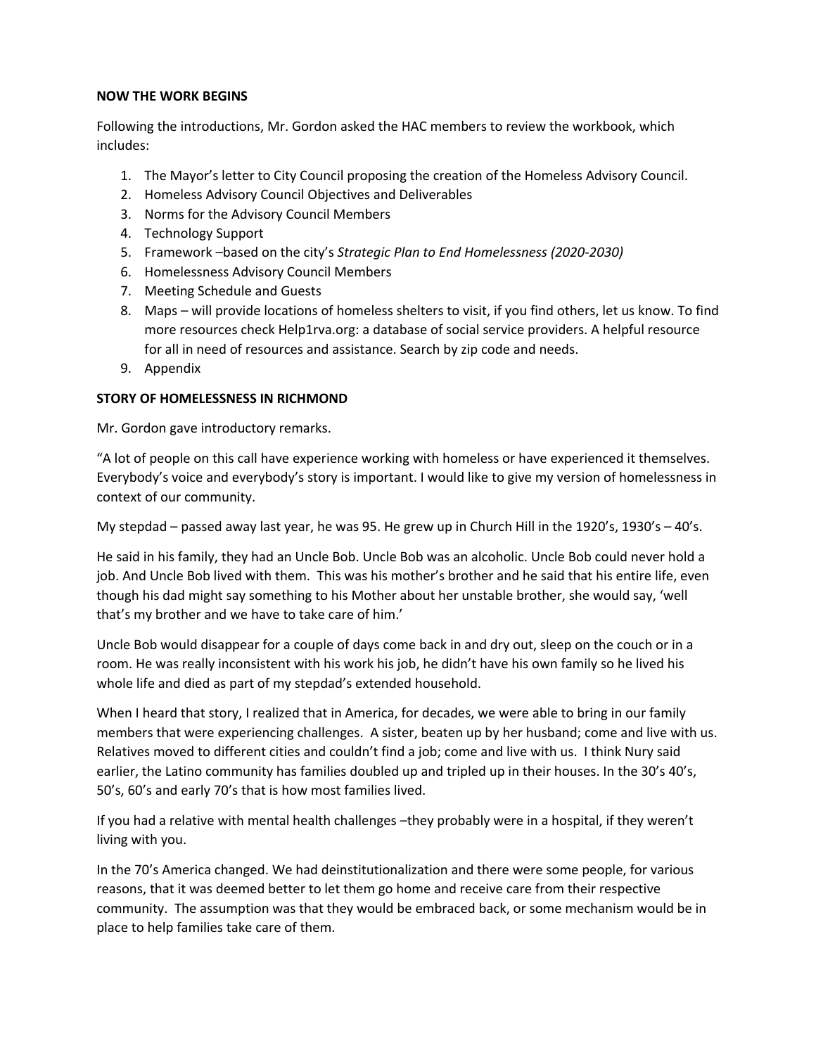**NOW THE WORK BEGINS**

Following the introductions, Mr. Gordon asked the HAC members to review the workbook, which includes:

1. The Mayor's letter to City Council proposing the creation of the Homeless Advisory Council.
2. Homeless Advisory Council Objectives and Deliverables
3. Norms for the Advisory Council Members
4. Technology Support
5. Framework –based on the city's *Strategic Plan to End Homelessness (2020-2030)*
6. Homelessness Advisory Council Members
7. Meeting Schedule and Guests
8. Maps – will provide locations of homeless shelters to visit, if you find others, let us know. To find more resources check Help1rva.org: a database of social service providers. A helpful resource for all in need of resources and assistance. Search by zip code and needs.
9. Appendix

**STORY OF HOMELESSNESS IN RICHMOND**

Mr. Gordon gave introductory remarks.

"A lot of people on this call have experience working with homeless or have experienced it themselves. Everybody's voice and everybody's story is important. I would like to give my version of homelessness in context of our community.

My stepdad – passed away last year, he was 95. He grew up in Church Hill in the 1920's, 1930's – 40's.

He said in his family, they had an Uncle Bob. Uncle Bob was an alcoholic. Uncle Bob could never hold a job. And Uncle Bob lived with them. This was his mother's brother and he said that his entire life, even though his dad might say something to his Mother about her unstable brother, she would say, 'well that's my brother and we have to take care of him.'

Uncle Bob would disappear for a couple of days come back in and dry out, sleep on the couch or in a room. He was really inconsistent with his work his job, he didn't have his own family so he lived his whole life and died as part of my stepdad's extended household.

When I heard that story, I realized that in America, for decades, we were able to bring in our family members that were experiencing challenges. A sister, beaten up by her husband; come and live with us. Relatives moved to different cities and couldn't find a job; come and live with us. I think Nury said earlier, the Latino community has families doubled up and tripled up in their houses. In the 30's 40's, 50's, 60's and early 70's that is how most families lived.

If you had a relative with mental health challenges –they probably were in a hospital, if they weren't living with you.

In the 70's America changed. We had deinstitutionalization and there were some people, for various reasons, that it was deemed better to let them go home and receive care from their respective community. The assumption was that they would be embraced back, or some mechanism would be in place to help families take care of them.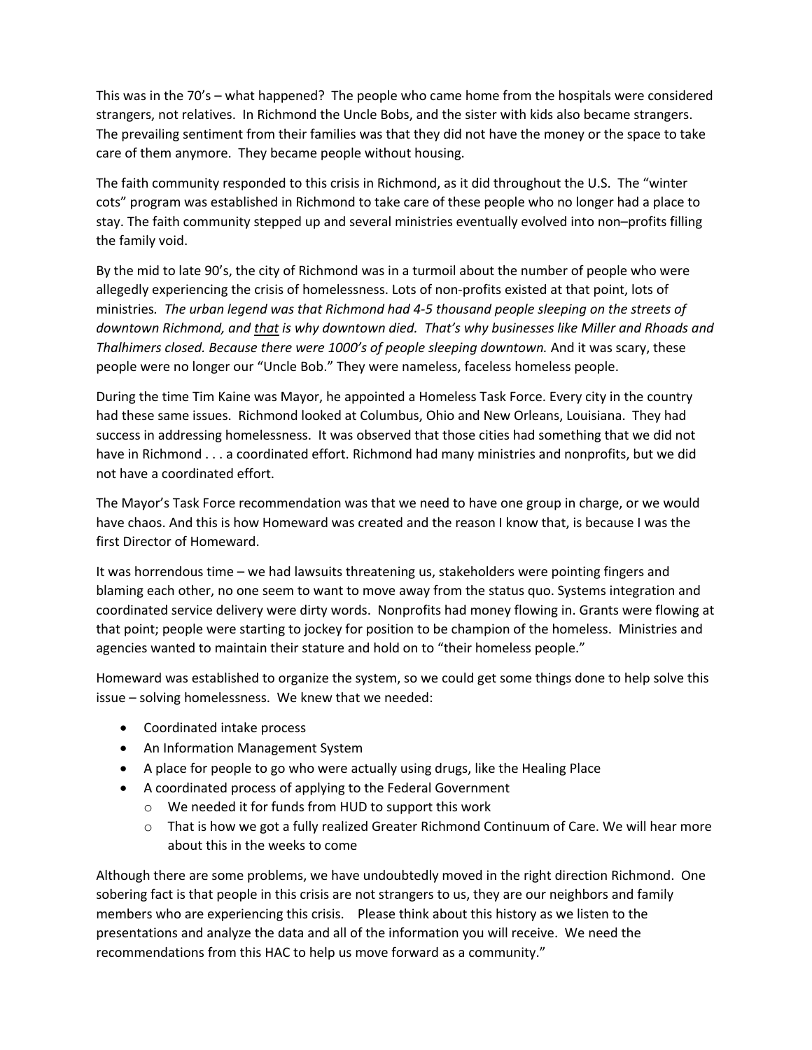This was in the 70's – what happened? The people who came home from the hospitals were considered strangers, not relatives. In Richmond the Uncle Bobs, and the sister with kids also became strangers. The prevailing sentiment from their families was that they did not have the money or the space to take care of them anymore. They became people without housing.

The faith community responded to this crisis in Richmond, as it did throughout the U.S. The "winter cots" program was established in Richmond to take care of these people who no longer had a place to stay. The faith community stepped up and several ministries eventually evolved into non–profits filling the family void.

By the mid to late 90's, the city of Richmond was in a turmoil about the number of people who were allegedly experiencing the crisis of homelessness. Lots of non-profits existed at that point, lots of ministries. *The urban legend was that Richmond had 4-5 thousand people sleeping on the streets of downtown Richmond, and <u>that</u> is why downtown died. That's why businesses like Miller and Rhoads and Thalhimers closed. Because there were 1000's of people sleeping downtown.* And it was scary, these people were no longer our "Uncle Bob." They were nameless, faceless homeless people.

During the time Tim Kaine was Mayor, he appointed a Homeless Task Force. Every city in the country had these same issues. Richmond looked at Columbus, Ohio and New Orleans, Louisiana. They had success in addressing homelessness. It was observed that those cities had something that we did not have in Richmond . . . a coordinated effort. Richmond had many ministries and nonprofits, but we did not have a coordinated effort.

The Mayor's Task Force recommendation was that we need to have one group in charge, or we would have chaos. And this is how Homeward was created and the reason I know that, is because I was the first Director of Homeward.

It was horrendous time – we had lawsuits threatening us, stakeholders were pointing fingers and blaming each other, no one seem to want to move away from the status quo. Systems integration and coordinated service delivery were dirty words. Nonprofits had money flowing in. Grants were flowing at that point; people were starting to jockey for position to be champion of the homeless. Ministries and agencies wanted to maintain their stature and hold on to "their homeless people."

Homeward was established to organize the system, so we could get some things done to help solve this issue – solving homelessness. We knew that we needed:

- Coordinated intake process
- An Information Management System
- A place for people to go who were actually using drugs, like the Healing Place
- A coordinated process of applying to the Federal Government
  - We needed it for funds from HUD to support this work
  - That is how we got a fully realized Greater Richmond Continuum of Care. We will hear more about this in the weeks to come

Although there are some problems, we have undoubtedly moved in the right direction Richmond. One sobering fact is that people in this crisis are not strangers to us, they are our neighbors and family members who are experiencing this crisis. Please think about this history as we listen to the presentations and analyze the data and all of the information you will receive. We need the recommendations from this HAC to help us move forward as a community."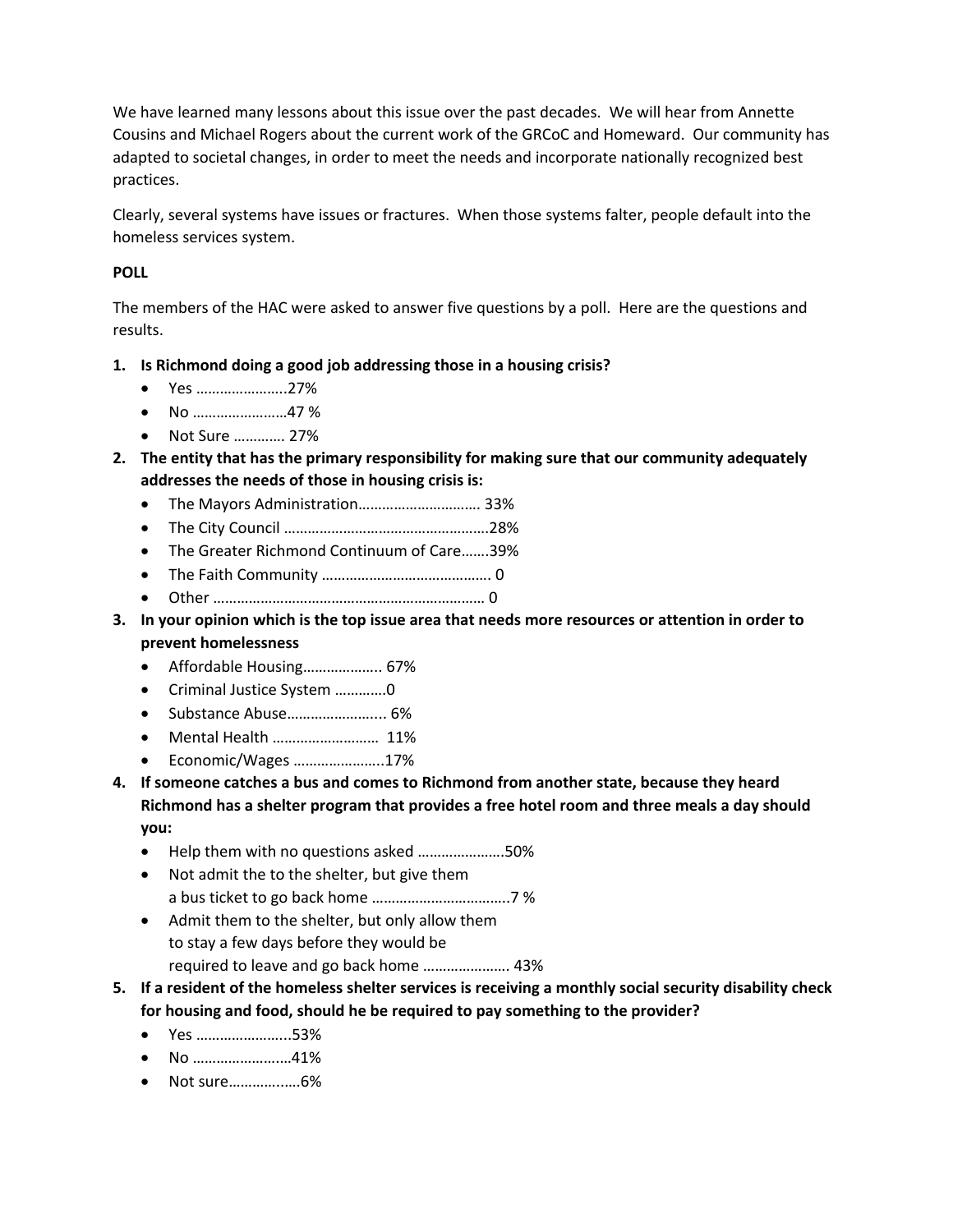We have learned many lessons about this issue over the past decades. We will hear from Annette Cousins and Michael Rogers about the current work of the GRCoC and Homeward. Our community has adapted to societal changes, in order to meet the needs and incorporate nationally recognized best practices.

Clearly, several systems have issues or fractures. When those systems falter, people default into the homeless services system.

**POLL**

The members of the HAC were asked to answer five questions by a poll. Here are the questions and results.

1. **Is Richmond doing a good job addressing those in a housing crisis?**
   - Yes …………………..27%
   - No ……………………47 %
   - Not Sure …………. 27%
2. **The entity that has the primary responsibility for making sure that our community adequately addresses the needs of those in housing crisis is:**
   - The Mayors Administration…………………………. 33%
   - The City Council ……………………………………………28%
   - The Greater Richmond Continuum of Care…….39%
   - The Faith Community ……………………………………. 0
   - Other …………………………………………………………… 0
3. **In your opinion which is the top issue area that needs more resources or attention in order to prevent homelessness**
   - Affordable Housing……………….. 67%
   - Criminal Justice System …………0
   - Substance Abuse…………………….. 6%
   - Mental Health ……………………… 11%
   - Economic/Wages …………………..17%
4. **If someone catches a bus and comes to Richmond from another state, because they heard Richmond has a shelter program that provides a free hotel room and three meals a day should you:**
   - Help them with no questions asked ………………….50%
   - Not admit the to the shelter, but give them a bus ticket to go back home ……………………………..7 %
   - Admit them to the shelter, but only allow them to stay a few days before they would be required to leave and go back home …………………. 43%
5. **If a resident of the homeless shelter services is receiving a monthly social security disability check for housing and food, should he be required to pay something to the provider?**
   - Yes …………………...53%
   - No …………………….41%
   - Not sure……………..6%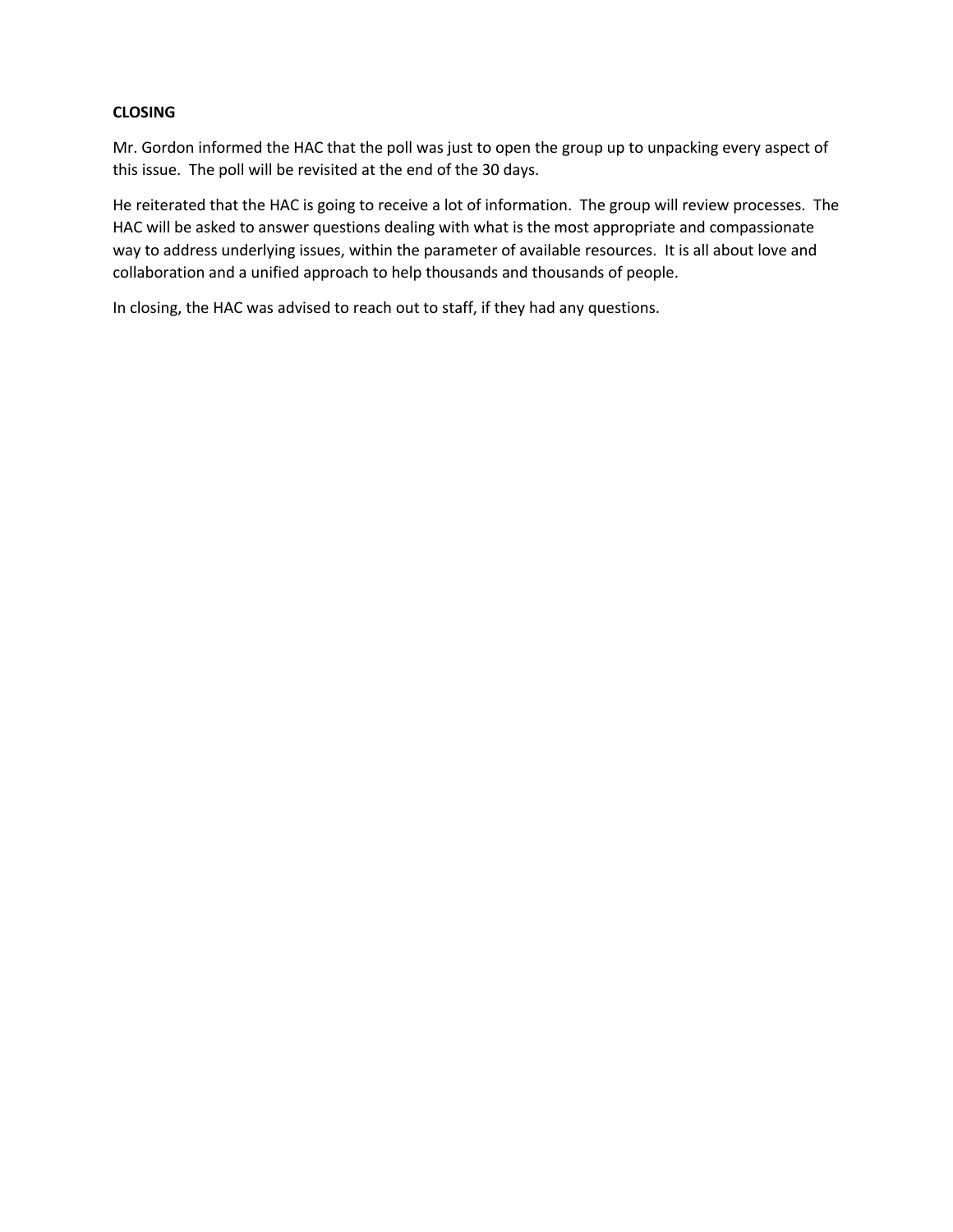**CLOSING**

Mr. Gordon informed the HAC that the poll was just to open the group up to unpacking every aspect of this issue. The poll will be revisited at the end of the 30 days.

He reiterated that the HAC is going to receive a lot of information. The group will review processes. The HAC will be asked to answer questions dealing with what is the most appropriate and compassionate way to address underlying issues, within the parameter of available resources. It is all about love and collaboration and a unified approach to help thousands and thousands of people.

In closing, the HAC was advised to reach out to staff, if they had any questions.